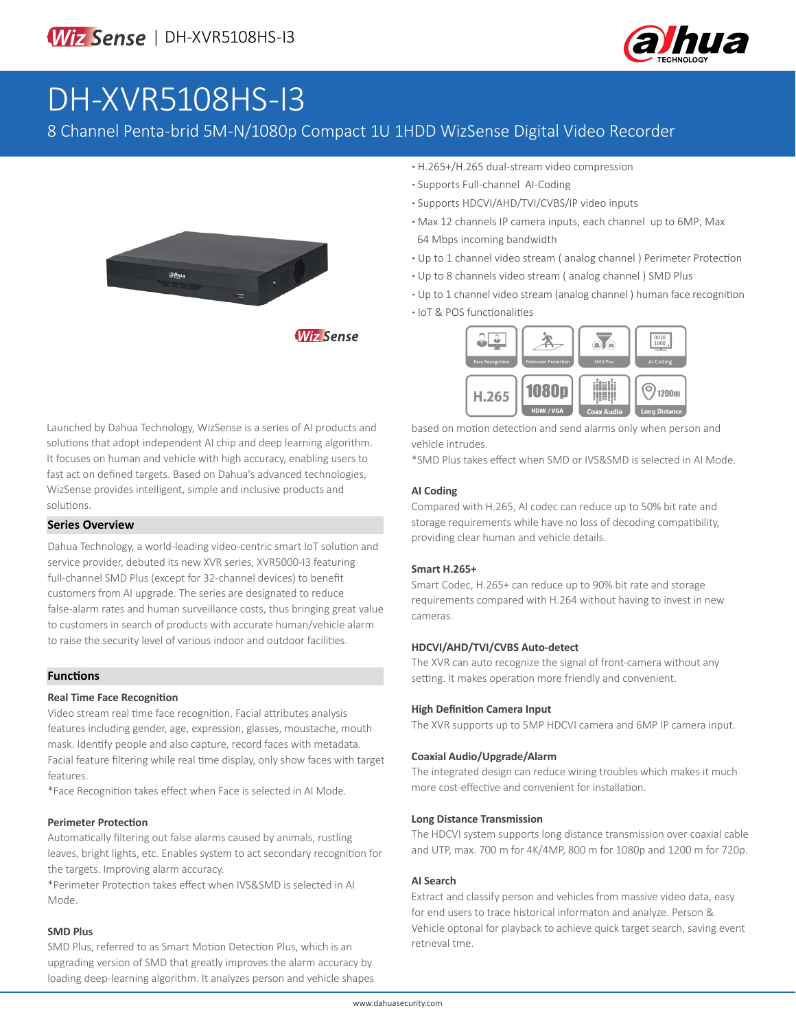# DH-XVR5108HS-I3

8 Channel Penta-brid 5M-N/1080p Compact 1U 1HDD WizSense Digital Video Recorder

- H.265+/H.265 dual-stream video compression
- Supports Full-channel AI-Coding
- Supports HDCVI/AHD/TVI/CVBS/IP video inputs
- Max 12 channels IP camera inputs, each channel up to 6MP; Max 64 Mbps incoming bandwidth
- Up to 1 channel video stream ( analog channel ) Perimeter Protection
- Up to 8 channels video stream ( analog channel ) SMD Plus
- Up to 1 channel video stream (analog channel ) human face recognition
- IoT & POS functionalities

Launched by Dahua Technology, WizSense is a series of AI products and solutions that adopt independent AI chip and deep learning algorithm. It focuses on human and vehicle with high accuracy, enabling users to fast act on defined targets. Based on Dahua's advanced technologies, WizSense provides intelligent, simple and inclusive products and solutions.

## Series Overview

Dahua Technology, a world-leading video-centric smart IoT solution and service provider, debuted its new XVR series, XVR5000-I3 featuring full-channel SMD Plus (except for 32-channel devices) to benefit customers from AI upgrade. The series are designated to reduce false-alarm rates and human surveillance costs, thus bringing great value to customers in search of products with accurate human/vehicle alarm to raise the security level of various indoor and outdoor facilities.

## Functions

### Real Time Face Recognition

Video stream real time face recognition. Facial attributes analysis features including gender, age, expression, glasses, moustache, mouth mask. Identify people and also capture, record faces with metadata. Facial feature filtering while real time display, only show faces with target features.

*Face Recognition takes effect when Face is selected in AI Mode.

### Perimeter Protection

Automatically filtering out false alarms caused by animals, rustling leaves, bright lights, etc. Enables system to act secondary recognition for the targets. Improving alarm accuracy.

*Perimeter Protection takes effect when IVS&SMD is selected in AI Mode.

### SMD Plus

SMD Plus, referred to as Smart Motion Detection Plus, which is an upgrading version of SMD that greatly improves the alarm accuracy by loading deep-learning algorithm. It analyzes person and vehicle shapes based on motion detection and send alarms only when person and vehicle intrudes.

*SMD Plus takes effect when SMD or IVS&SMD is selected in AI Mode.

### AI Coding

Compared with H.265, AI codec can reduce up to 50% bit rate and storage requirements while have no loss of decoding compatibility, providing clear human and vehicle details.

### Smart H.265+

Smart Codec, H.265+ can reduce up to 90% bit rate and storage requirements compared with H.264 without having to invest in new cameras.

### HDCVI/AHD/TVI/CVBS Auto-detect

The XVR can auto recognize the signal of front-camera without any setting. It makes operation more friendly and convenient.

### High Definition Camera Input

The XVR supports up to 5MP HDCVI camera and 6MP IP camera input.

### Coaxial Audio/Upgrade/Alarm

The integrated design can reduce wiring troubles which makes it much more cost-effective and convenient for installation.

### Long Distance Transmission

The HDCVI system supports long distance transmission over coaxial cable and UTP, max. 700 m for 4K/4MP, 800 m for 1080p and 1200 m for 720p.

### AI Search

Extract and classify person and vehicles from massive video data, easy for end users to trace historical informaton and analyze. Person & Vehicle optonal for playback to achieve quick target search, saving event retrieval tme.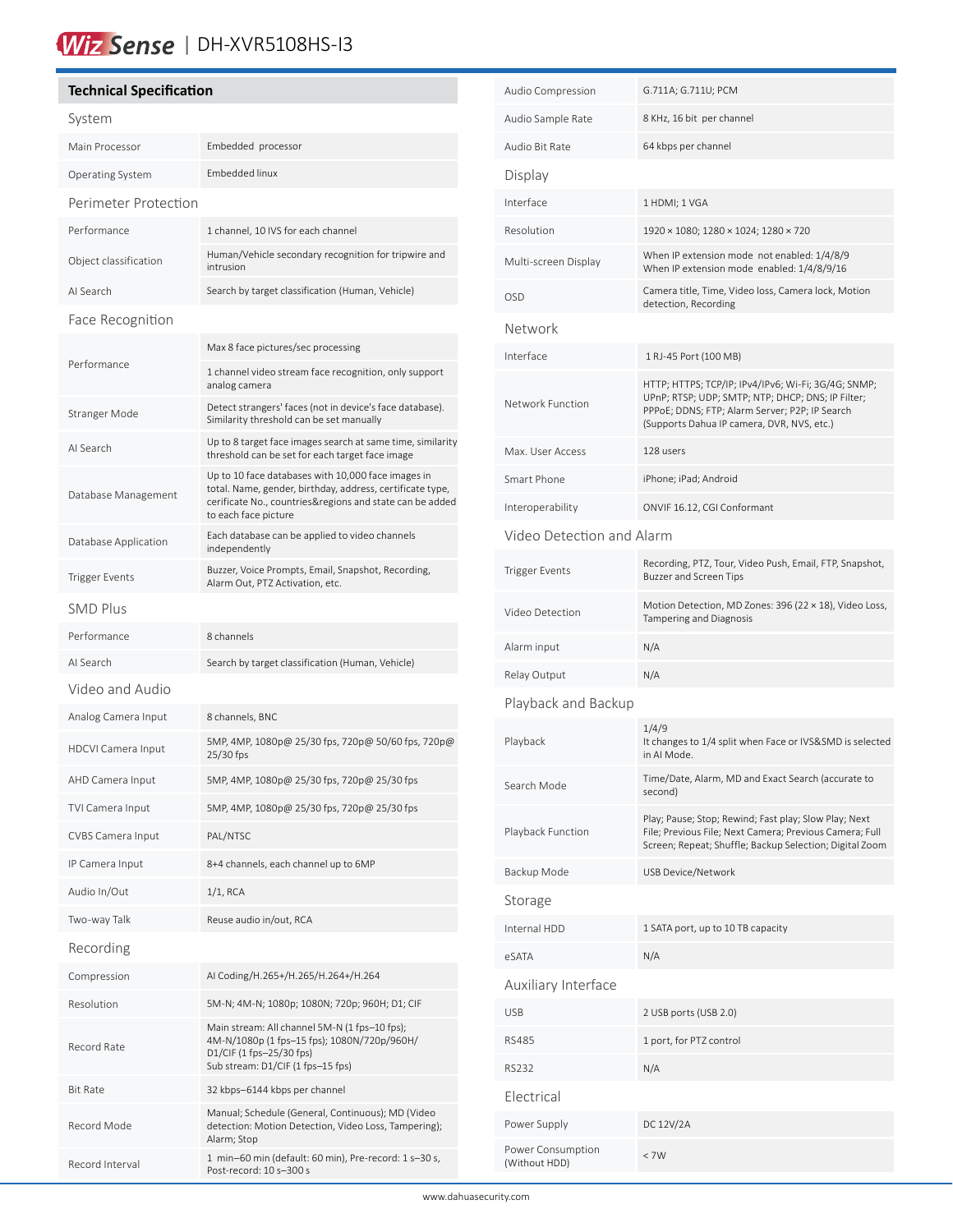# WizSense | DH-XVR5108HS-I3

## Technical Specification

### System

| | |
|---|---|
| Main Processor | Embedded processor |
| Operating System | Embedded linux |

### Perimeter Protection

| | |
|---|---|
| Performance | 1 channel, 10 IVS for each channel |
| Object classification | Human/Vehicle secondary recognition for tripwire and intrusion |
| AI Search | Search by target classification (Human, Vehicle) |

### Face Recognition

| | |
|---|---|
| Performance | Max 8 face pictures/sec processing<br>1 channel video stream face recognition, only support analog camera |
| Stranger Mode | Detect strangers' faces (not in device's face database). Similarity threshold can be set manually |
| AI Search | Up to 8 target face images search at same time, similarity threshold can be set for each target face image |
| Database Management | Up to 10 face databases with 10,000 face images in total. Name, gender, birthday, address, certificate type, cerificate No., countries&regions and state can be added to each face picture |
| Database Application | Each database can be applied to video channels independently |
| Trigger Events | Buzzer, Voice Prompts, Email, Snapshot, Recording, Alarm Out, PTZ Activation, etc. |

### SMD Plus

| | |
|---|---|
| Performance | 8 channels |
| AI Search | Search by target classification (Human, Vehicle) |

### Video and Audio

| | |
|---|---|
| Analog Camera Input | 8 channels, BNC |
| HDCVI Camera Input | 5MP, 4MP, 1080p@ 25/30 fps, 720p@ 50/60 fps, 720p@ 25/30 fps |
| AHD Camera Input | 5MP, 4MP, 1080p@ 25/30 fps, 720p@ 25/30 fps |
| TVI Camera Input | 5MP, 4MP, 1080p@ 25/30 fps, 720p@ 25/30 fps |
| CVBS Camera Input | PAL/NTSC |
| IP Camera Input | 8+4 channels, each channel up to 6MP |
| Audio In/Out | 1/1, RCA |
| Two-way Talk | Reuse audio in/out, RCA |

### Recording

| | |
|---|---|
| Compression | AI Coding/H.265+/H.265/H.264+/H.264 |
| Resolution | 5M-N; 4M-N; 1080p; 1080N; 720p; 960H; D1; CIF |
| Record Rate | Main stream: All channel 5M-N (1 fps–10 fps); 4M-N/1080p (1 fps–15 fps); 1080N/720p/960H/ D1/CIF (1 fps–25/30 fps)<br>Sub stream: D1/CIF (1 fps–15 fps) |
| Bit Rate | 32 kbps–6144 kbps per channel |
| Record Mode | Manual; Schedule (General, Continuous); MD (Video detection: Motion Detection, Video Loss, Tampering); Alarm; Stop |
| Record Interval | 1 min–60 min (default: 60 min), Pre-record: 1 s–30 s, Post-record: 10 s–300 s |
| Audio Compression | G.711A; G.711U; PCM |
| Audio Sample Rate | 8 KHz, 16 bit per channel |
| Audio Bit Rate | 64 kbps per channel |

### Display

| | |
|---|---|
| Interface | 1 HDMI; 1 VGA |
| Resolution | 1920 × 1080; 1280 × 1024; 1280 × 720 |
| Multi-screen Display | When IP extension mode not enabled: 1/4/8/9<br>When IP extension mode enabled: 1/4/8/9/16 |
| OSD | Camera title, Time, Video loss, Camera lock, Motion detection, Recording |

### Network

| | |
|---|---|
| Interface | 1 RJ-45 Port (100 MB) |
| Network Function | HTTP; HTTPS; TCP/IP; IPv4/IPv6; Wi-Fi; 3G/4G; SNMP; UPnP; RTSP; UDP; SMTP; NTP; DHCP; DNS; IP Filter; PPPoE; DDNS; FTP; Alarm Server; P2P; IP Search (Supports Dahua IP camera, DVR, NVS, etc.) |
| Max. User Access | 128 users |
| Smart Phone | iPhone; iPad; Android |
| Interoperability | ONVIF 16.12, CGI Conformant |

### Video Detection and Alarm

| | |
|---|---|
| Trigger Events | Recording, PTZ, Tour, Video Push, Email, FTP, Snapshot, Buzzer and Screen Tips |
| Video Detection | Motion Detection, MD Zones: 396 (22 × 18), Video Loss, Tampering and Diagnosis |
| Alarm input | N/A |
| Relay Output | N/A |

### Playback and Backup

| | |
|---|---|
| Playback | 1/4/9<br>It changes to 1/4 split when Face or IVS&SMD is selected in AI Mode. |
| Search Mode | Time/Date, Alarm, MD and Exact Search (accurate to second) |
| Playback Function | Play; Pause; Stop; Rewind; Fast play; Slow Play; Next File; Previous File; Next Camera; Previous Camera; Full Screen; Repeat; Shuffle; Backup Selection; Digital Zoom |
| Backup Mode | USB Device/Network |

### Storage

| | |
|---|---|
| Internal HDD | 1 SATA port, up to 10 TB capacity |
| eSATA | N/A |

### Auxiliary Interface

| | |
|---|---|
| USB | 2 USB ports (USB 2.0) |
| RS485 | 1 port, for PTZ control |
| RS232 | N/A |

### Electrical

| | |
|---|---|
| Power Supply | DC 12V/2A |
| Power Consumption (Without HDD) | < 7W |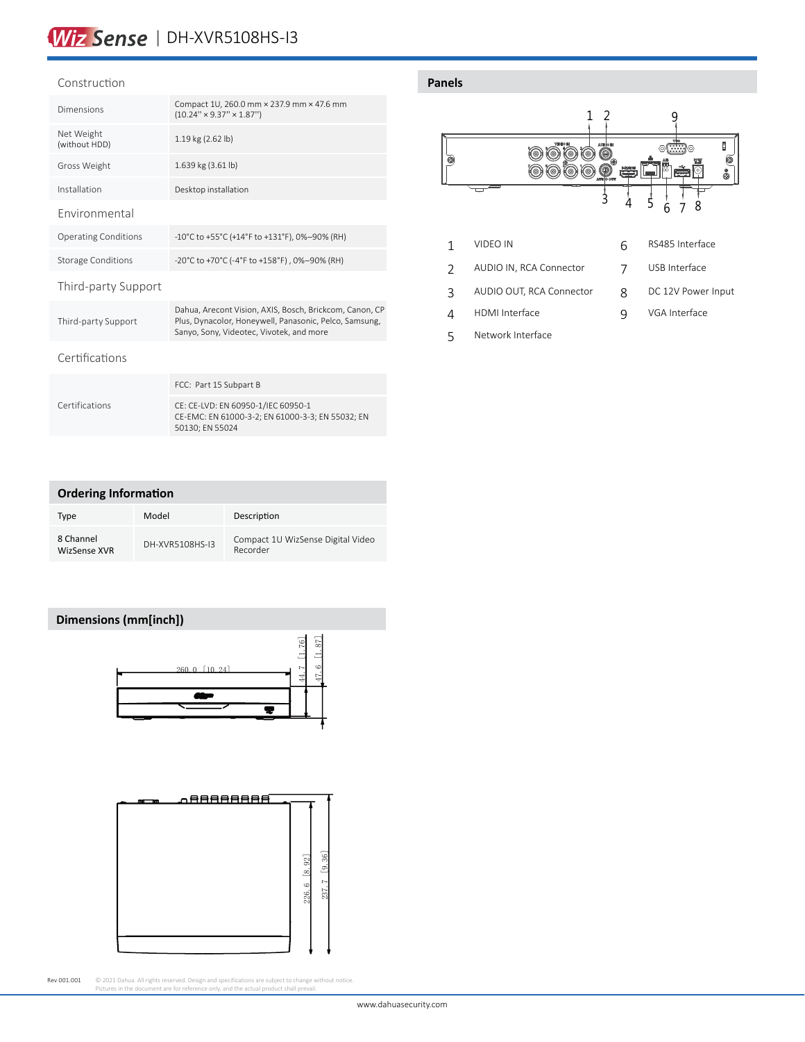## Construction

| | |
|---|---|
| Dimensions | Compact 1U, 260.0 mm × 237.9 mm × 47.6 mm (10.24" × 9.37" × 1.87") |
| Net Weight (without HDD) | 1.19 kg (2.62 lb) |
| Gross Weight | 1.639 kg (3.61 lb) |
| Installation | Desktop installation |

## Environmental

| | |
|---|---|
| Operating Conditions | -10°C to +55°C (+14°F to +131°F), 0%–90% (RH) |
| Storage Conditions | -20°C to +70°C (-4°F to +158°F) , 0%–90% (RH) |

## Third-party Support

| | |
|---|---|
| Third-party Support | Dahua, Arecont Vision, AXIS, Bosch, Brickcom, Canon, CP Plus, Dynacolor, Honeywell, Panasonic, Pelco, Samsung, Sanyo, Sony, Videotec, Vivotek, and more |

## Certifications

| | |
|---|---|
| Certifications | FCC: Part 15 Subpart B |
| | CE: CE-LVD: EN 60950-1/IEC 60950-1<br>CE-EMC: EN 61000-3-2; EN 61000-3-3; EN 55032; EN 50130; EN 55024 |

## Panels

1 2 9
3 4 5 6 7 8

| | | | |
|---|---|---|---|
| 1 | VIDEO IN | 6 | RS485 Interface |
| 2 | AUDIO IN, RCA Connector | 7 | USB Interface |
| 3 | AUDIO OUT, RCA Connector | 8 | DC 12V Power Input |
| 4 | HDMI Interface | 9 | VGA Interface |
| 5 | Network Interface | | |

## Ordering Information

| Type | Model | Description |
|---|---|---|
| 8 Channel WizSense XVR | DH-XVR5108HS-I3 | Compact 1U WizSense Digital Video Recorder |

## Dimensions (mm[inch])

260.0 [10.24]
44.7 [1.76]
47.6 [1.87]

226.6 [8.92]
237.7 [9.36]

Rev 001.001 © 2021 Dahua. All rights reserved. Design and specifications are subject to change without notice. Pictures in the document are for reference only, and the actual product shall prevail.

www.dahuasecurity.com